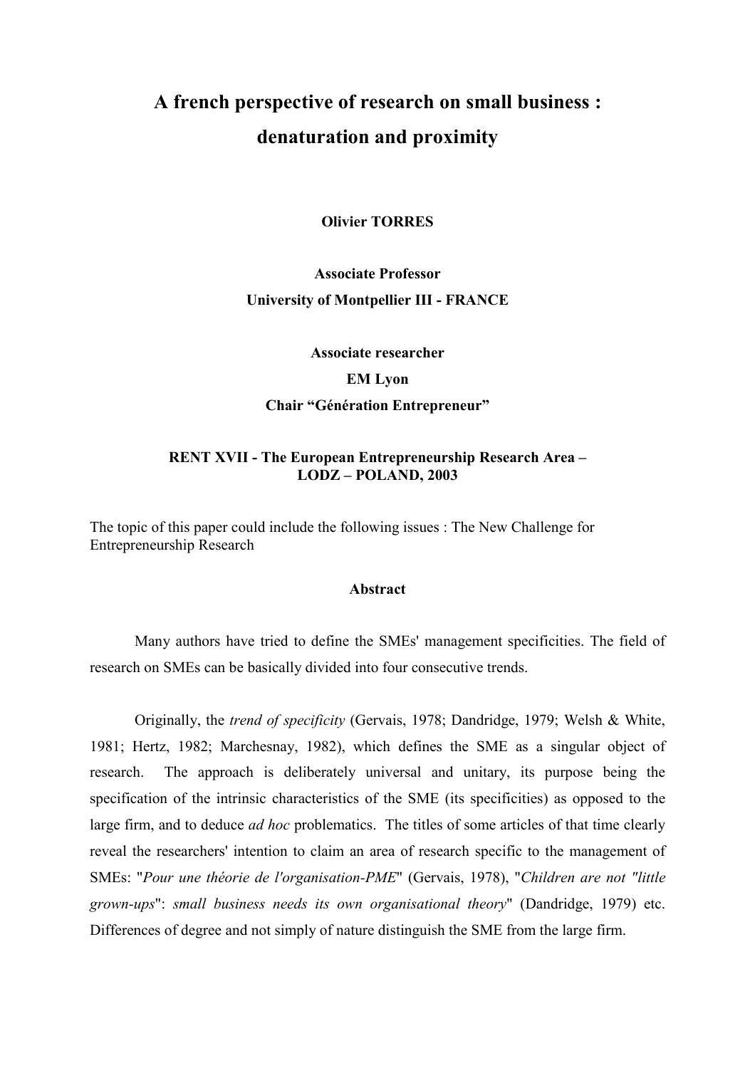# A french perspective of research on small business : denaturation and proximity

**Olivier TORRES**

**Associate Professor**
**University of Montpellier III - FRANCE**

**Associate researcher**
**EM Lyon**
**Chair "Génération Entrepreneur"**

**RENT XVII - The European Entrepreneurship Research Area – LODZ – POLAND, 2003**

The topic of this paper could include the following issues : The New Challenge for Entrepreneurship Research

## Abstract

Many authors have tried to define the SMEs' management specificities. The field of research on SMEs can be basically divided into four consecutive trends.

Originally, the *trend of specificity* (Gervais, 1978; Dandridge, 1979; Welsh & White, 1981; Hertz, 1982; Marchesnay, 1982), which defines the SME as a singular object of research. The approach is deliberately universal and unitary, its purpose being the specification of the intrinsic characteristics of the SME (its specificities) as opposed to the large firm, and to deduce *ad hoc* problematics. The titles of some articles of that time clearly reveal the researchers' intention to claim an area of research specific to the management of SMEs: "*Pour une théorie de l'organisation-PME*" (Gervais, 1978), "*Children are not "little grown-ups"*: *small business needs its own organisational theory*" (Dandridge, 1979) etc. Differences of degree and not simply of nature distinguish the SME from the large firm.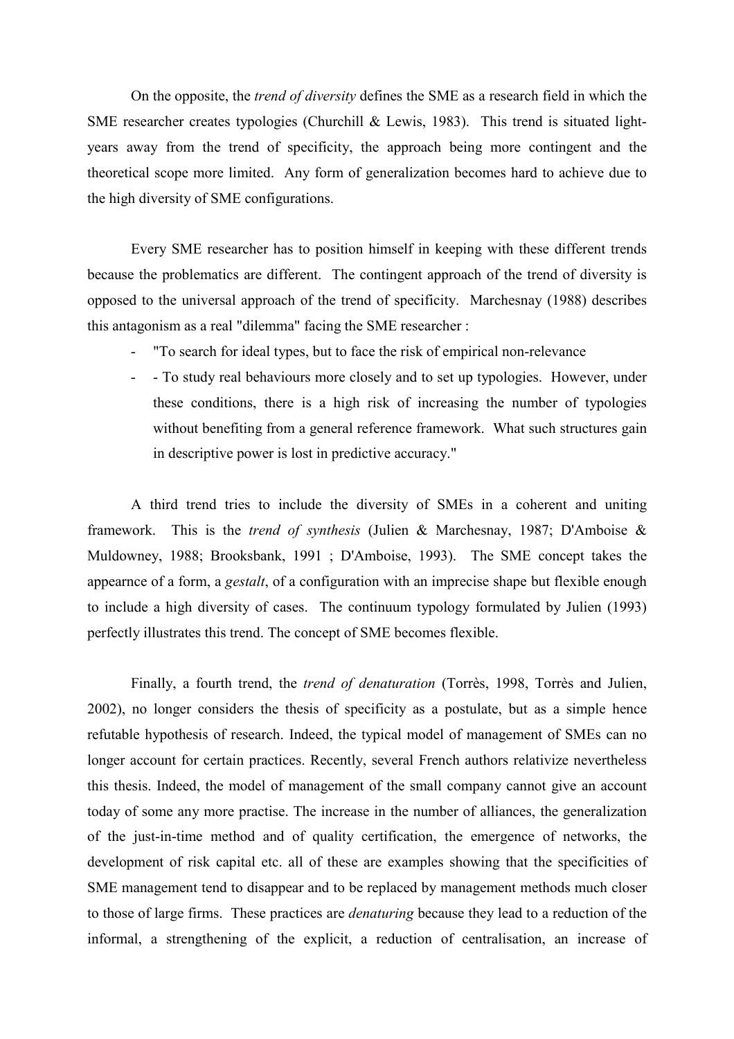On the opposite, the *trend of diversity* defines the SME as a research field in which the SME researcher creates typologies (Churchill & Lewis, 1983). This trend is situated light-years away from the trend of specificity, the approach being more contingent and the theoretical scope more limited. Any form of generalization becomes hard to achieve due to the high diversity of SME configurations.

Every SME researcher has to position himself in keeping with these different trends because the problematics are different. The contingent approach of the trend of diversity is opposed to the universal approach of the trend of specificity. Marchesnay (1988) describes this antagonism as a real "dilemma" facing the SME researcher :

- "To search for ideal types, but to face the risk of empirical non-relevance
- - To study real behaviours more closely and to set up typologies. However, under these conditions, there is a high risk of increasing the number of typologies without benefiting from a general reference framework. What such structures gain in descriptive power is lost in predictive accuracy."

A third trend tries to include the diversity of SMEs in a coherent and uniting framework. This is the *trend of synthesis* (Julien & Marchesnay, 1987; D'Amboise & Muldowney, 1988; Brooksbank, 1991 ; D'Amboise, 1993). The SME concept takes the appearnce of a form, a *gestalt*, of a configuration with an imprecise shape but flexible enough to include a high diversity of cases. The continuum typology formulated by Julien (1993) perfectly illustrates this trend. The concept of SME becomes flexible.

Finally, a fourth trend, the *trend of denaturation* (Torrès, 1998, Torrès and Julien, 2002), no longer considers the thesis of specificity as a postulate, but as a simple hence refutable hypothesis of research. Indeed, the typical model of management of SMEs can no longer account for certain practices. Recently, several French authors relativize nevertheless this thesis. Indeed, the model of management of the small company cannot give an account today of some any more practise. The increase in the number of alliances, the generalization of the just-in-time method and of quality certification, the emergence of networks, the development of risk capital etc. all of these are examples showing that the specificities of SME management tend to disappear and to be replaced by management methods much closer to those of large firms. These practices are *denaturing* because they lead to a reduction of the informal, a strengthening of the explicit, a reduction of centralisation, an increase of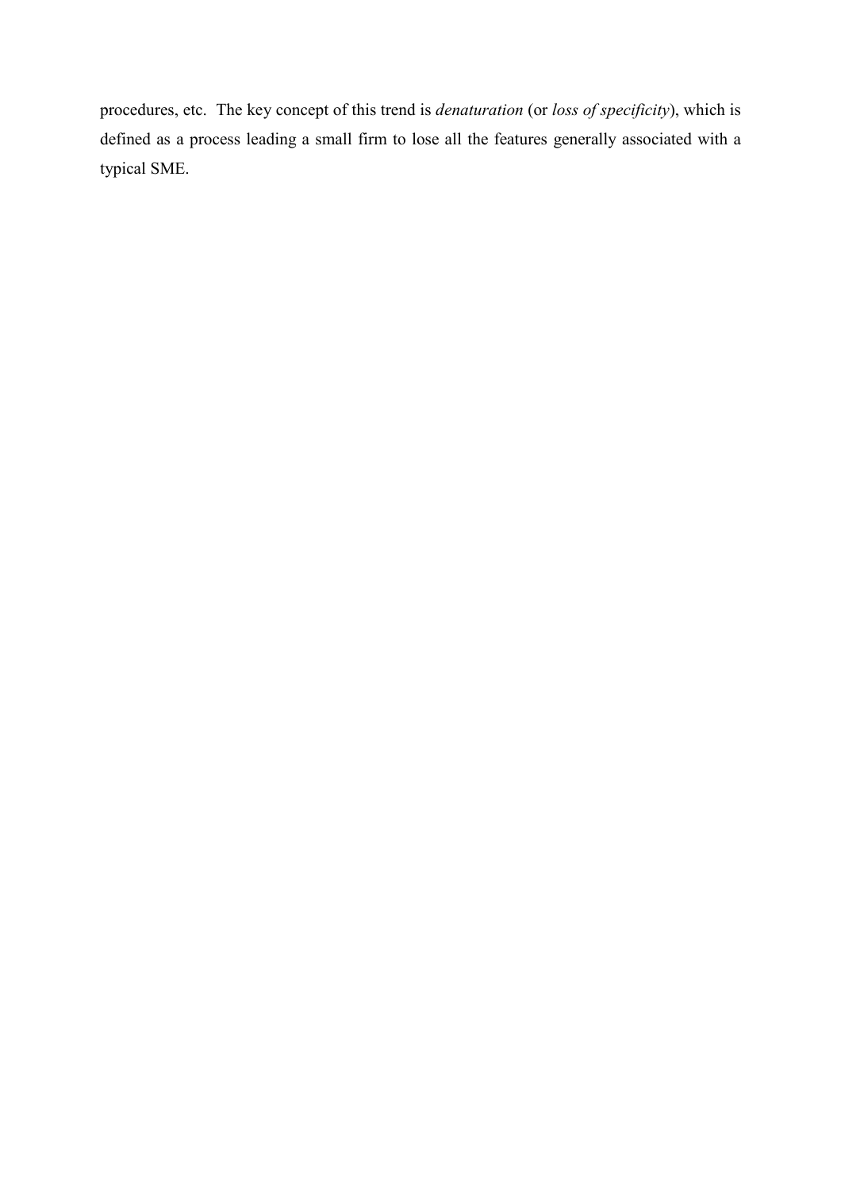procedures, etc.  The key concept of this trend is *denaturation* (or *loss of specificity*), which is defined as a process leading a small firm to lose all the features generally associated with a typical SME.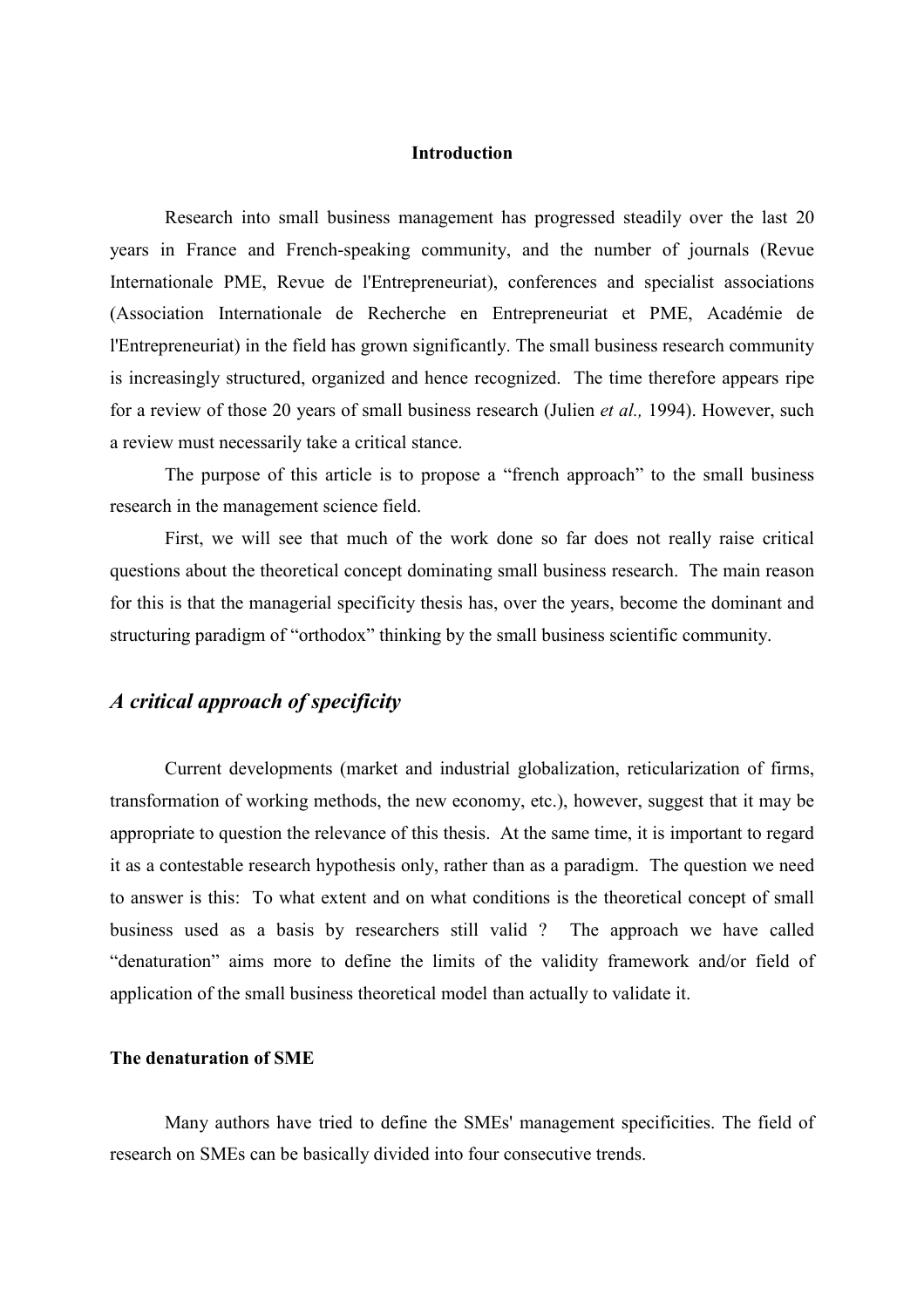## Introduction

Research into small business management has progressed steadily over the last 20 years in France and French-speaking community, and the number of journals (Revue Internationale PME, Revue de l'Entrepreneuriat), conferences and specialist associations (Association Internationale de Recherche en Entrepreneuriat et PME, Académie de l'Entrepreneuriat) in the field has grown significantly. The small business research community is increasingly structured, organized and hence recognized. The time therefore appears ripe for a review of those 20 years of small business research (Julien *et al.,* 1994). However, such a review must necessarily take a critical stance.

The purpose of this article is to propose a "french approach" to the small business research in the management science field.

First, we will see that much of the work done so far does not really raise critical questions about the theoretical concept dominating small business research. The main reason for this is that the managerial specificity thesis has, over the years, become the dominant and structuring paradigm of "orthodox" thinking by the small business scientific community.

## *A critical approach of specificity*

Current developments (market and industrial globalization, reticularization of firms, transformation of working methods, the new economy, etc.), however, suggest that it may be appropriate to question the relevance of this thesis. At the same time, it is important to regard it as a contestable research hypothesis only, rather than as a paradigm. The question we need to answer is this: To what extent and on what conditions is the theoretical concept of small business used as a basis by researchers still valid ? The approach we have called "denaturation" aims more to define the limits of the validity framework and/or field of application of the small business theoretical model than actually to validate it.

### The denaturation of SME

Many authors have tried to define the SMEs' management specificities. The field of research on SMEs can be basically divided into four consecutive trends.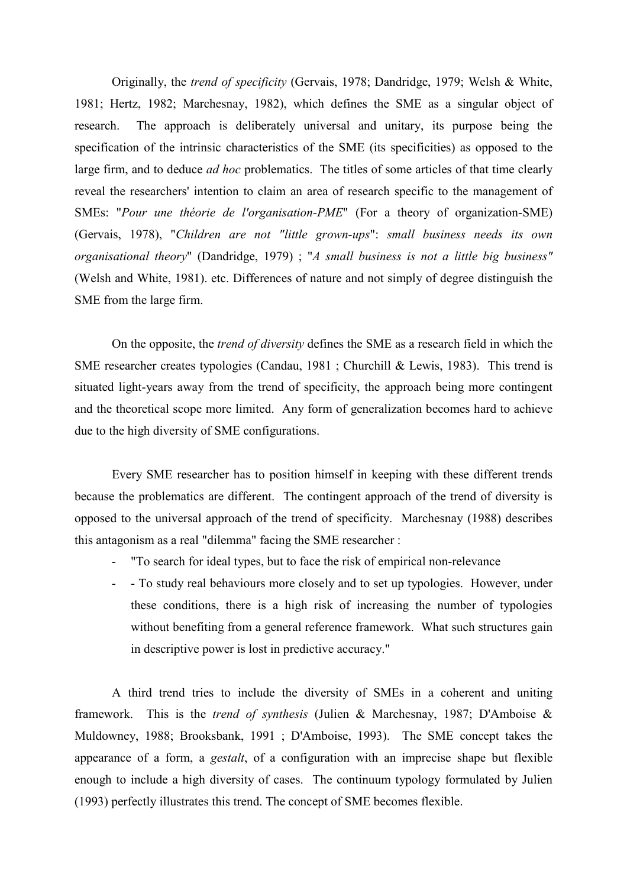Originally, the *trend of specificity* (Gervais, 1978; Dandridge, 1979; Welsh & White, 1981; Hertz, 1982; Marchesnay, 1982), which defines the SME as a singular object of research. The approach is deliberately universal and unitary, its purpose being the specification of the intrinsic characteristics of the SME (its specificities) as opposed to the large firm, and to deduce *ad hoc* problematics. The titles of some articles of that time clearly reveal the researchers' intention to claim an area of research specific to the management of SMEs: "*Pour une théorie de l'organisation-PME*" (For a theory of organization-SME) (Gervais, 1978), "*Children are not "little grown-ups"*: *small business needs its own organisational theory*" (Dandridge, 1979) ; "*A small business is not a little big business"* (Welsh and White, 1981). etc. Differences of nature and not simply of degree distinguish the SME from the large firm.

On the opposite, the *trend of diversity* defines the SME as a research field in which the SME researcher creates typologies (Candau, 1981 ; Churchill & Lewis, 1983). This trend is situated light-years away from the trend of specificity, the approach being more contingent and the theoretical scope more limited. Any form of generalization becomes hard to achieve due to the high diversity of SME configurations.

Every SME researcher has to position himself in keeping with these different trends because the problematics are different. The contingent approach of the trend of diversity is opposed to the universal approach of the trend of specificity. Marchesnay (1988) describes this antagonism as a real "dilemma" facing the SME researcher :

- "To search for ideal types, but to face the risk of empirical non-relevance
- - To study real behaviours more closely and to set up typologies. However, under these conditions, there is a high risk of increasing the number of typologies without benefiting from a general reference framework. What such structures gain in descriptive power is lost in predictive accuracy."

A third trend tries to include the diversity of SMEs in a coherent and uniting framework. This is the *trend of synthesis* (Julien & Marchesnay, 1987; D'Amboise & Muldowney, 1988; Brooksbank, 1991 ; D'Amboise, 1993). The SME concept takes the appearance of a form, a *gestalt*, of a configuration with an imprecise shape but flexible enough to include a high diversity of cases. The continuum typology formulated by Julien (1993) perfectly illustrates this trend. The concept of SME becomes flexible.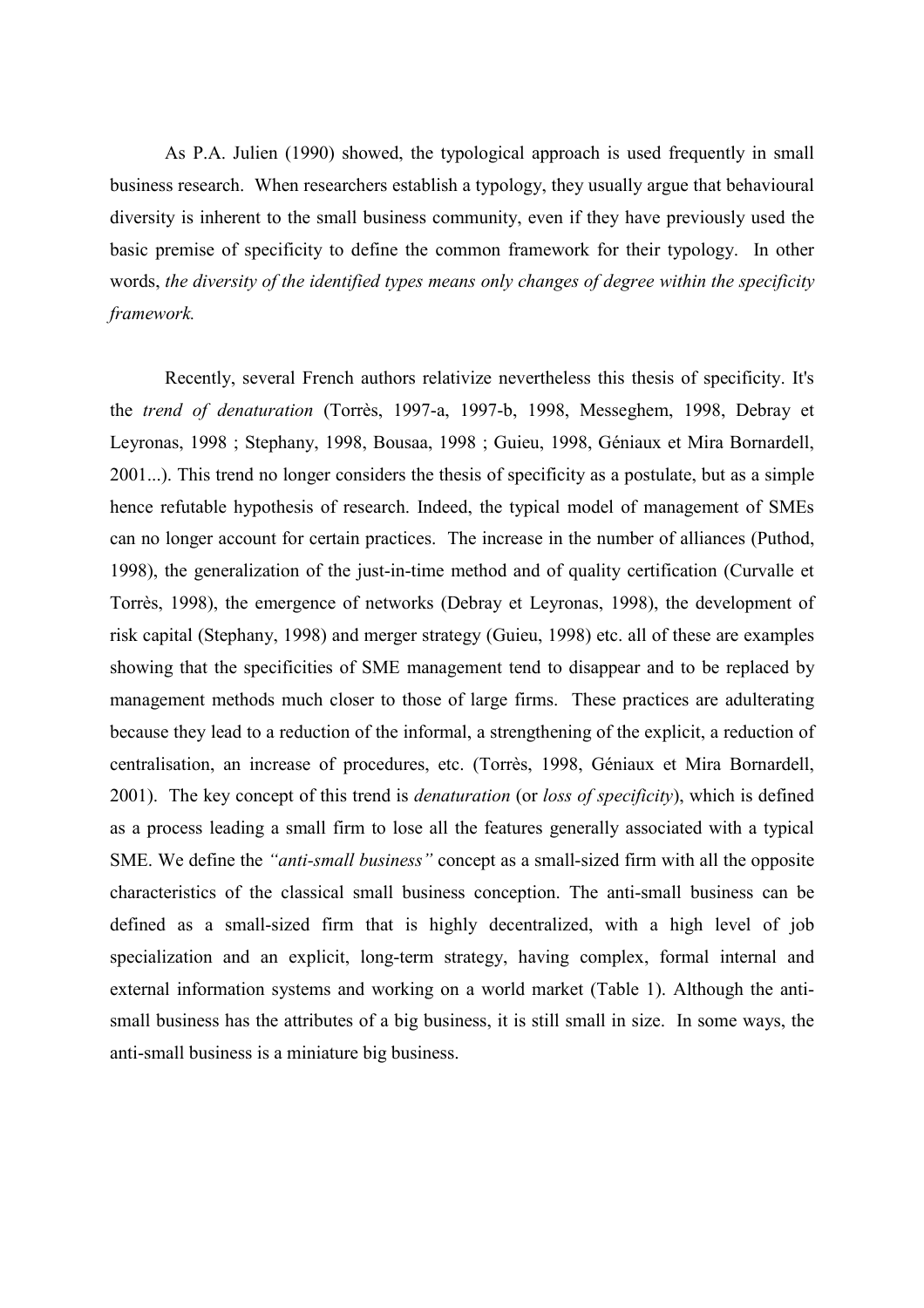As P.A. Julien (1990) showed, the typological approach is used frequently in small business research. When researchers establish a typology, they usually argue that behavioural diversity is inherent to the small business community, even if they have previously used the basic premise of specificity to define the common framework for their typology. In other words, *the diversity of the identified types means only changes of degree within the specificity framework.*

Recently, several French authors relativize nevertheless this thesis of specificity. It's the *trend of denaturation* (Torrès, 1997-a, 1997-b, 1998, Messeghem, 1998, Debray et Leyronas, 1998 ; Stephany, 1998, Bousaa, 1998 ; Guieu, 1998, Géniaux et Mira Bornardell, 2001...). This trend no longer considers the thesis of specificity as a postulate, but as a simple hence refutable hypothesis of research. Indeed, the typical model of management of SMEs can no longer account for certain practices. The increase in the number of alliances (Puthod, 1998), the generalization of the just-in-time method and of quality certification (Curvalle et Torrès, 1998), the emergence of networks (Debray et Leyronas, 1998), the development of risk capital (Stephany, 1998) and merger strategy (Guieu, 1998) etc. all of these are examples showing that the specificities of SME management tend to disappear and to be replaced by management methods much closer to those of large firms. These practices are adulterating because they lead to a reduction of the informal, a strengthening of the explicit, a reduction of centralisation, an increase of procedures, etc. (Torrès, 1998, Géniaux et Mira Bornardell, 2001). The key concept of this trend is *denaturation* (or *loss of specificity*), which is defined as a process leading a small firm to lose all the features generally associated with a typical SME. We define the *"anti-small business"* concept as a small-sized firm with all the opposite characteristics of the classical small business conception. The anti-small business can be defined as a small-sized firm that is highly decentralized, with a high level of job specialization and an explicit, long-term strategy, having complex, formal internal and external information systems and working on a world market (Table 1). Although the anti-small business has the attributes of a big business, it is still small in size. In some ways, the anti-small business is a miniature big business.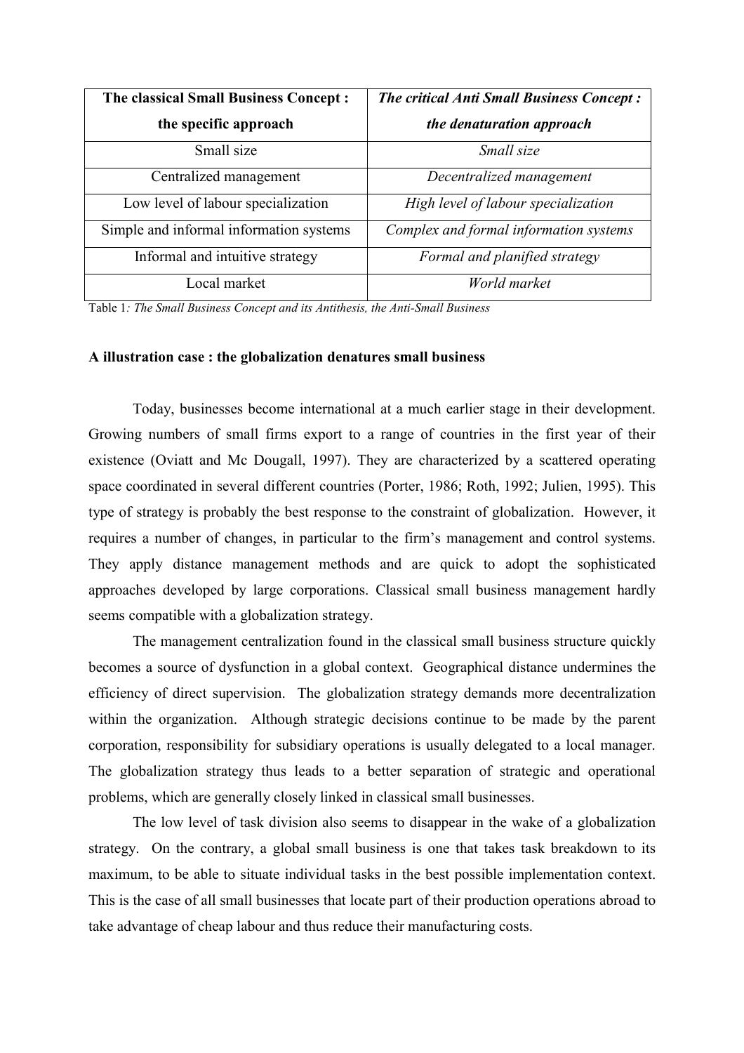| **The classical Small Business Concept : the specific approach** | ***The critical Anti Small Business Concept : the denaturation approach*** |
|---|---|
| Small size | *Small size* |
| Centralized management | *Decentralized management* |
| Low level of labour specialization | *High level of labour specialization* |
| Simple and informal information systems | *Complex and formal information systems* |
| Informal and intuitive strategy | *Formal and planified strategy* |
| Local market | *World market* |

Table 1*: The Small Business Concept and its Antithesis, the Anti-Small Business*

**A illustration case : the globalization denatures small business**

Today, businesses become international at a much earlier stage in their development. Growing numbers of small firms export to a range of countries in the first year of their existence (Oviatt and Mc Dougall, 1997). They are characterized by a scattered operating space coordinated in several different countries (Porter, 1986; Roth, 1992; Julien, 1995). This type of strategy is probably the best response to the constraint of globalization. However, it requires a number of changes, in particular to the firm's management and control systems. They apply distance management methods and are quick to adopt the sophisticated approaches developed by large corporations. Classical small business management hardly seems compatible with a globalization strategy.

The management centralization found in the classical small business structure quickly becomes a source of dysfunction in a global context. Geographical distance undermines the efficiency of direct supervision. The globalization strategy demands more decentralization within the organization. Although strategic decisions continue to be made by the parent corporation, responsibility for subsidiary operations is usually delegated to a local manager. The globalization strategy thus leads to a better separation of strategic and operational problems, which are generally closely linked in classical small businesses.

The low level of task division also seems to disappear in the wake of a globalization strategy. On the contrary, a global small business is one that takes task breakdown to its maximum, to be able to situate individual tasks in the best possible implementation context. This is the case of all small businesses that locate part of their production operations abroad to take advantage of cheap labour and thus reduce their manufacturing costs.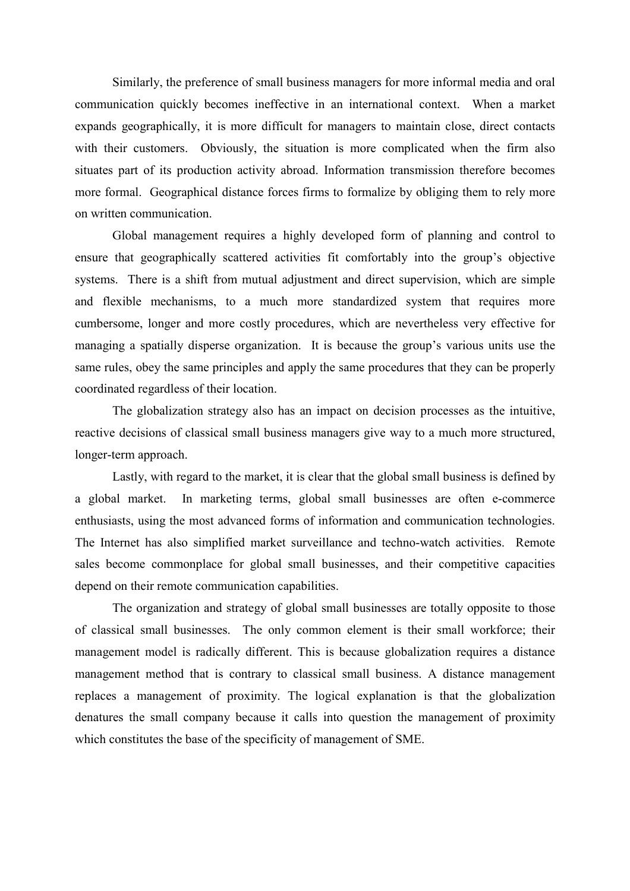Similarly, the preference of small business managers for more informal media and oral communication quickly becomes ineffective in an international context. When a market expands geographically, it is more difficult for managers to maintain close, direct contacts with their customers. Obviously, the situation is more complicated when the firm also situates part of its production activity abroad. Information transmission therefore becomes more formal. Geographical distance forces firms to formalize by obliging them to rely more on written communication.

Global management requires a highly developed form of planning and control to ensure that geographically scattered activities fit comfortably into the group's objective systems. There is a shift from mutual adjustment and direct supervision, which are simple and flexible mechanisms, to a much more standardized system that requires more cumbersome, longer and more costly procedures, which are nevertheless very effective for managing a spatially disperse organization. It is because the group's various units use the same rules, obey the same principles and apply the same procedures that they can be properly coordinated regardless of their location.

The globalization strategy also has an impact on decision processes as the intuitive, reactive decisions of classical small business managers give way to a much more structured, longer-term approach.

Lastly, with regard to the market, it is clear that the global small business is defined by a global market. In marketing terms, global small businesses are often e-commerce enthusiasts, using the most advanced forms of information and communication technologies. The Internet has also simplified market surveillance and techno-watch activities. Remote sales become commonplace for global small businesses, and their competitive capacities depend on their remote communication capabilities.

The organization and strategy of global small businesses are totally opposite to those of classical small businesses. The only common element is their small workforce; their management model is radically different. This is because globalization requires a distance management method that is contrary to classical small business. A distance management replaces a management of proximity. The logical explanation is that the globalization denatures the small company because it calls into question the management of proximity which constitutes the base of the specificity of management of SME.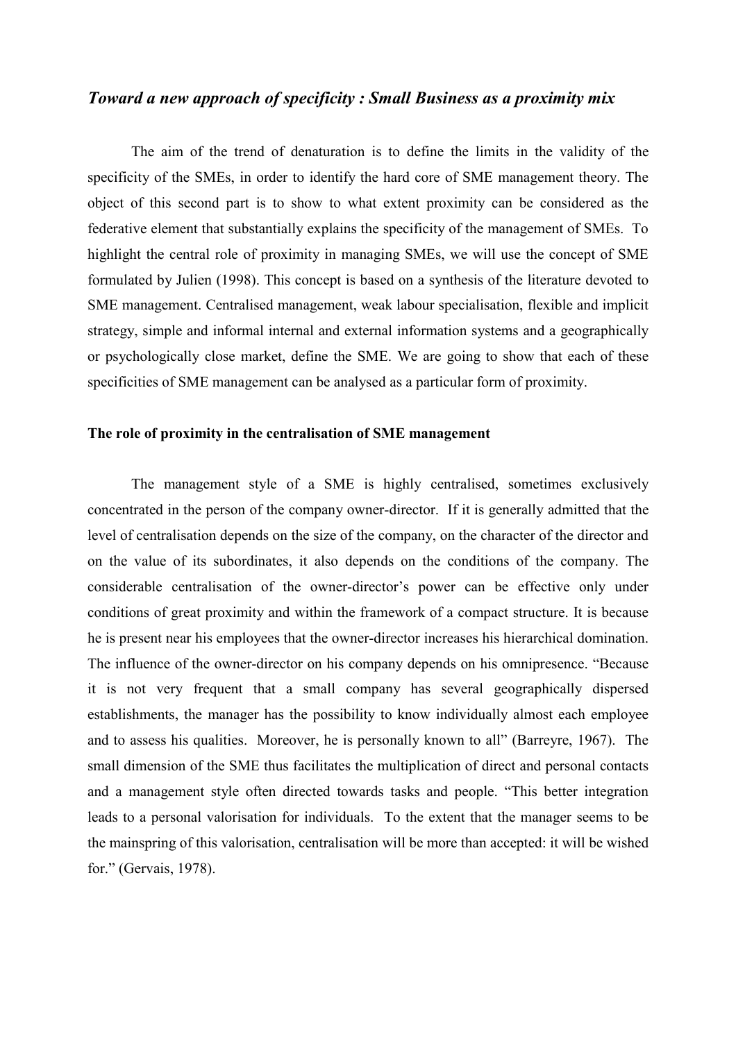## *Toward a new approach of specificity : Small Business as a proximity mix*

The aim of the trend of denaturation is to define the limits in the validity of the specificity of the SMEs, in order to identify the hard core of SME management theory. The object of this second part is to show to what extent proximity can be considered as the federative element that substantially explains the specificity of the management of SMEs. To highlight the central role of proximity in managing SMEs, we will use the concept of SME formulated by Julien (1998). This concept is based on a synthesis of the literature devoted to SME management. Centralised management, weak labour specialisation, flexible and implicit strategy, simple and informal internal and external information systems and a geographically or psychologically close market, define the SME. We are going to show that each of these specificities of SME management can be analysed as a particular form of proximity.

### The role of proximity in the centralisation of SME management

The management style of a SME is highly centralised, sometimes exclusively concentrated in the person of the company owner-director. If it is generally admitted that the level of centralisation depends on the size of the company, on the character of the director and on the value of its subordinates, it also depends on the conditions of the company. The considerable centralisation of the owner-director's power can be effective only under conditions of great proximity and within the framework of a compact structure. It is because he is present near his employees that the owner-director increases his hierarchical domination. The influence of the owner-director on his company depends on his omnipresence. "Because it is not very frequent that a small company has several geographically dispersed establishments, the manager has the possibility to know individually almost each employee and to assess his qualities. Moreover, he is personally known to all" (Barreyre, 1967). The small dimension of the SME thus facilitates the multiplication of direct and personal contacts and a management style often directed towards tasks and people. "This better integration leads to a personal valorisation for individuals. To the extent that the manager seems to be the mainspring of this valorisation, centralisation will be more than accepted: it will be wished for." (Gervais, 1978).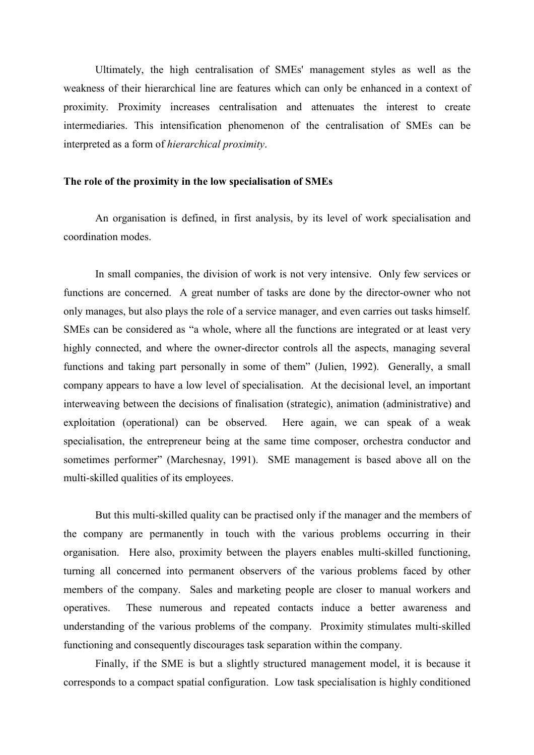Ultimately, the high centralisation of SMEs' management styles as well as the weakness of their hierarchical line are features which can only be enhanced in a context of proximity. Proximity increases centralisation and attenuates the interest to create intermediaries. This intensification phenomenon of the centralisation of SMEs can be interpreted as a form of *hierarchical proximity*.

**The role of the proximity in the low specialisation of SMEs**

An organisation is defined, in first analysis, by its level of work specialisation and coordination modes.

In small companies, the division of work is not very intensive. Only few services or functions are concerned. A great number of tasks are done by the director-owner who not only manages, but also plays the role of a service manager, and even carries out tasks himself. SMEs can be considered as "a whole, where all the functions are integrated or at least very highly connected, and where the owner-director controls all the aspects, managing several functions and taking part personally in some of them" (Julien, 1992). Generally, a small company appears to have a low level of specialisation. At the decisional level, an important interweaving between the decisions of finalisation (strategic), animation (administrative) and exploitation (operational) can be observed. Here again, we can speak of a weak specialisation, the entrepreneur being at the same time composer, orchestra conductor and sometimes performer" (Marchesnay, 1991). SME management is based above all on the multi-skilled qualities of its employees.

But this multi-skilled quality can be practised only if the manager and the members of the company are permanently in touch with the various problems occurring in their organisation. Here also, proximity between the players enables multi-skilled functioning, turning all concerned into permanent observers of the various problems faced by other members of the company. Sales and marketing people are closer to manual workers and operatives. These numerous and repeated contacts induce a better awareness and understanding of the various problems of the company. Proximity stimulates multi-skilled functioning and consequently discourages task separation within the company.

Finally, if the SME is but a slightly structured management model, it is because it corresponds to a compact spatial configuration. Low task specialisation is highly conditioned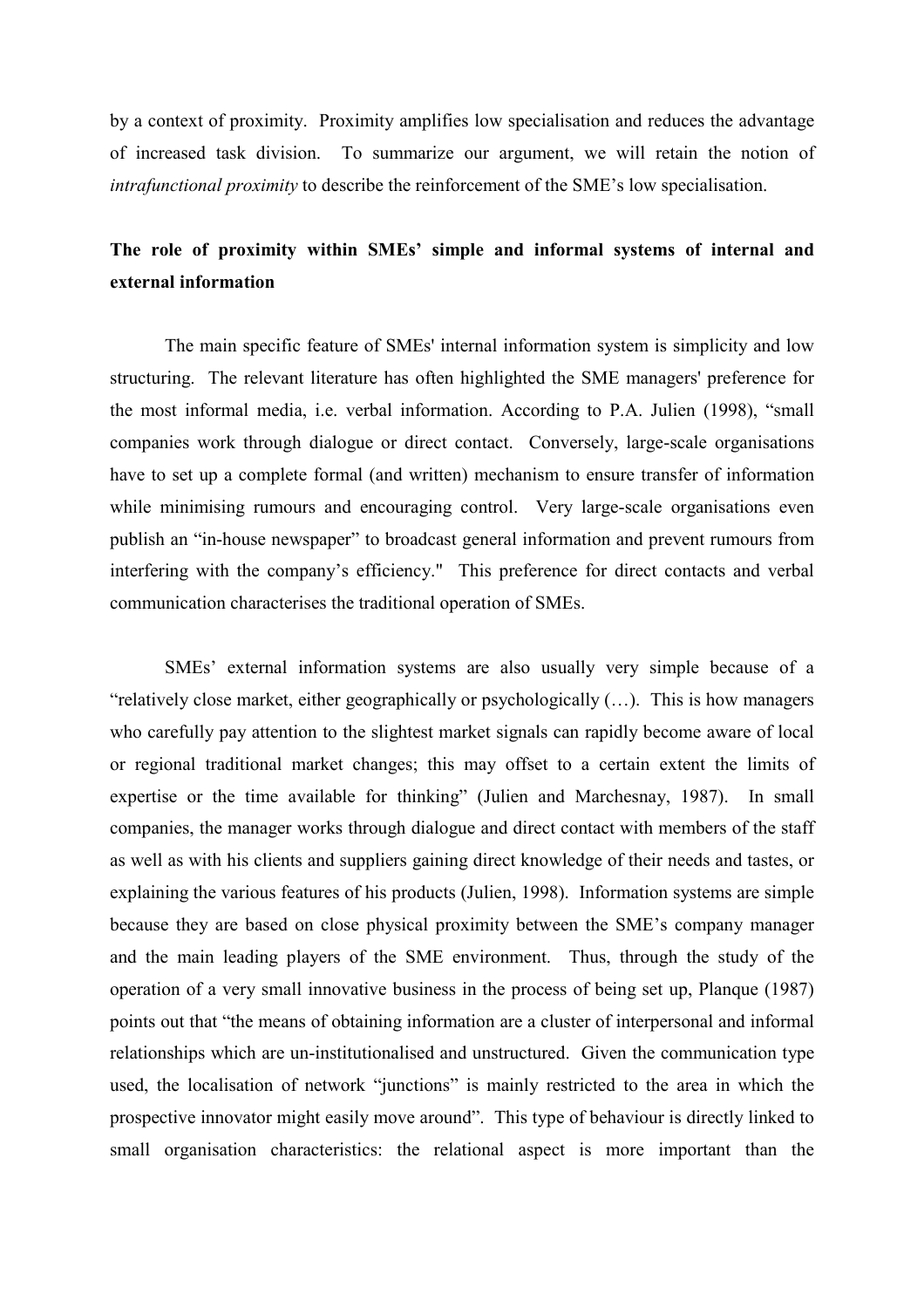by a context of proximity. Proximity amplifies low specialisation and reduces the advantage of increased task division. To summarize our argument, we will retain the notion of *intrafunctional proximity* to describe the reinforcement of the SME's low specialisation.

## The role of proximity within SMEs' simple and informal systems of internal and external information

The main specific feature of SMEs' internal information system is simplicity and low structuring. The relevant literature has often highlighted the SME managers' preference for the most informal media, i.e. verbal information. According to P.A. Julien (1998), "small companies work through dialogue or direct contact. Conversely, large-scale organisations have to set up a complete formal (and written) mechanism to ensure transfer of information while minimising rumours and encouraging control. Very large-scale organisations even publish an "in-house newspaper" to broadcast general information and prevent rumours from interfering with the company's efficiency." This preference for direct contacts and verbal communication characterises the traditional operation of SMEs.

SMEs' external information systems are also usually very simple because of a "relatively close market, either geographically or psychologically (…). This is how managers who carefully pay attention to the slightest market signals can rapidly become aware of local or regional traditional market changes; this may offset to a certain extent the limits of expertise or the time available for thinking" (Julien and Marchesnay, 1987). In small companies, the manager works through dialogue and direct contact with members of the staff as well as with his clients and suppliers gaining direct knowledge of their needs and tastes, or explaining the various features of his products (Julien, 1998). Information systems are simple because they are based on close physical proximity between the SME's company manager and the main leading players of the SME environment. Thus, through the study of the operation of a very small innovative business in the process of being set up, Planque (1987) points out that "the means of obtaining information are a cluster of interpersonal and informal relationships which are un-institutionalised and unstructured. Given the communication type used, the localisation of network "junctions" is mainly restricted to the area in which the prospective innovator might easily move around". This type of behaviour is directly linked to small organisation characteristics: the relational aspect is more important than the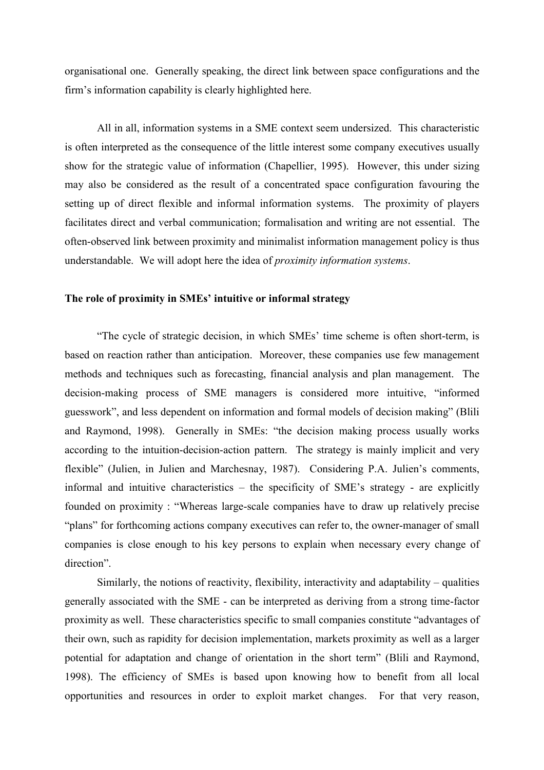organisational one. Generally speaking, the direct link between space configurations and the firm's information capability is clearly highlighted here.

All in all, information systems in a SME context seem undersized. This characteristic is often interpreted as the consequence of the little interest some company executives usually show for the strategic value of information (Chapellier, 1995). However, this under sizing may also be considered as the result of a concentrated space configuration favouring the setting up of direct flexible and informal information systems. The proximity of players facilitates direct and verbal communication; formalisation and writing are not essential. The often-observed link between proximity and minimalist information management policy is thus understandable. We will adopt here the idea of *proximity information systems*.

**The role of proximity in SMEs' intuitive or informal strategy**

"The cycle of strategic decision, in which SMEs' time scheme is often short-term, is based on reaction rather than anticipation. Moreover, these companies use few management methods and techniques such as forecasting, financial analysis and plan management. The decision-making process of SME managers is considered more intuitive, "informed guesswork", and less dependent on information and formal models of decision making" (Blili and Raymond, 1998). Generally in SMEs: "the decision making process usually works according to the intuition-decision-action pattern. The strategy is mainly implicit and very flexible" (Julien, in Julien and Marchesnay, 1987). Considering P.A. Julien's comments, informal and intuitive characteristics – the specificity of SME's strategy - are explicitly founded on proximity : "Whereas large-scale companies have to draw up relatively precise "plans" for forthcoming actions company executives can refer to, the owner-manager of small companies is close enough to his key persons to explain when necessary every change of direction".

Similarly, the notions of reactivity, flexibility, interactivity and adaptability – qualities generally associated with the SME - can be interpreted as deriving from a strong time-factor proximity as well. These characteristics specific to small companies constitute "advantages of their own, such as rapidity for decision implementation, markets proximity as well as a larger potential for adaptation and change of orientation in the short term" (Blili and Raymond, 1998). The efficiency of SMEs is based upon knowing how to benefit from all local opportunities and resources in order to exploit market changes. For that very reason,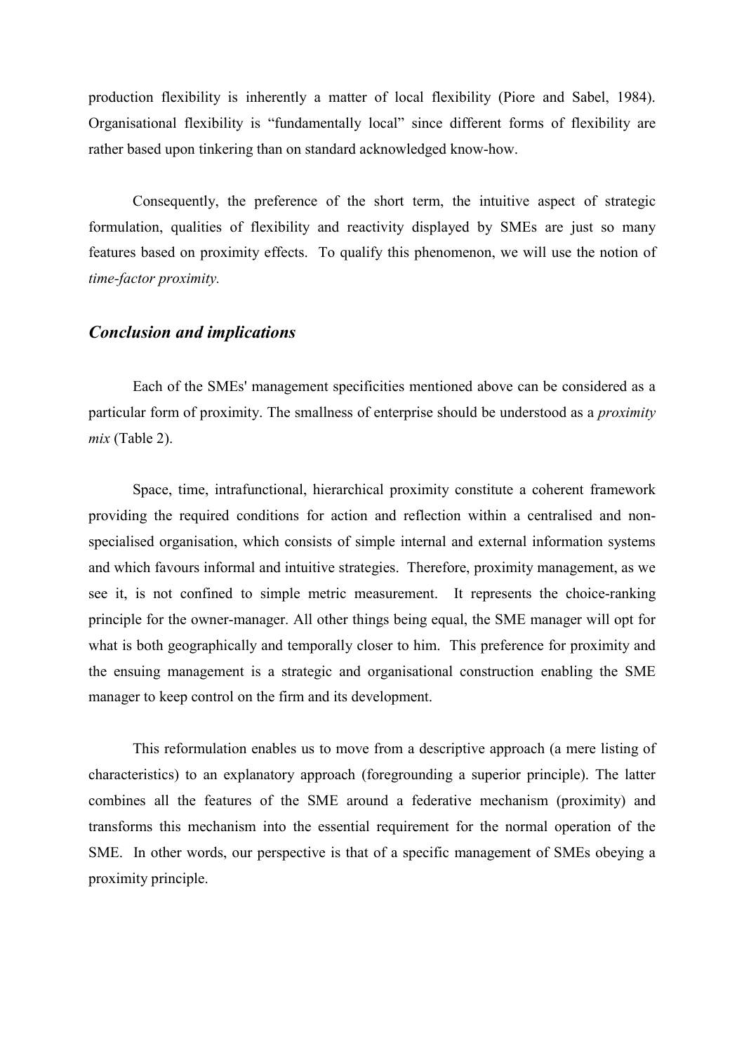production flexibility is inherently a matter of local flexibility (Piore and Sabel, 1984). Organisational flexibility is "fundamentally local" since different forms of flexibility are rather based upon tinkering than on standard acknowledged know-how.

Consequently, the preference of the short term, the intuitive aspect of strategic formulation, qualities of flexibility and reactivity displayed by SMEs are just so many features based on proximity effects. To qualify this phenomenon, we will use the notion of *time-factor proximity.*

## *Conclusion and implications*

Each of the SMEs' management specificities mentioned above can be considered as a particular form of proximity. The smallness of enterprise should be understood as a *proximity mix* (Table 2).

Space, time, intrafunctional, hierarchical proximity constitute a coherent framework providing the required conditions for action and reflection within a centralised and non-specialised organisation, which consists of simple internal and external information systems and which favours informal and intuitive strategies. Therefore, proximity management, as we see it, is not confined to simple metric measurement. It represents the choice-ranking principle for the owner-manager. All other things being equal, the SME manager will opt for what is both geographically and temporally closer to him. This preference for proximity and the ensuing management is a strategic and organisational construction enabling the SME manager to keep control on the firm and its development.

This reformulation enables us to move from a descriptive approach (a mere listing of characteristics) to an explanatory approach (foregrounding a superior principle). The latter combines all the features of the SME around a federative mechanism (proximity) and transforms this mechanism into the essential requirement for the normal operation of the SME. In other words, our perspective is that of a specific management of SMEs obeying a proximity principle.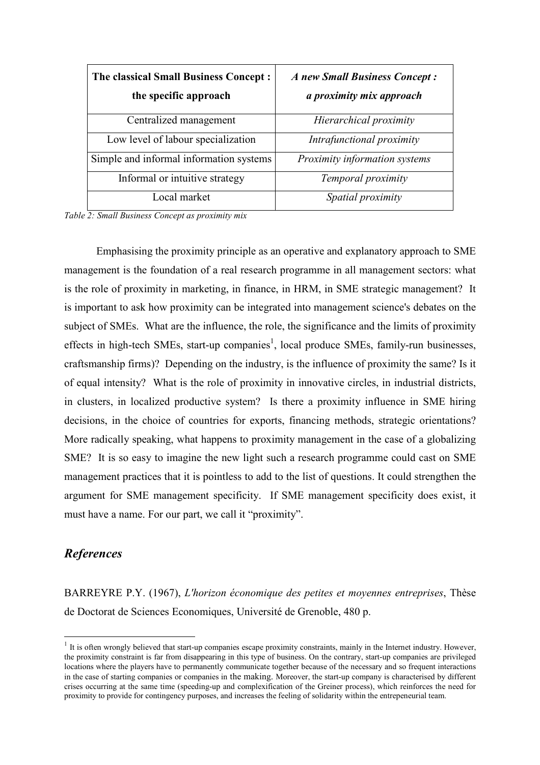| **The classical Small Business Concept : the specific approach** | ***A new Small Business Concept : a proximity mix approach*** |
|---|---|
| Centralized management | *Hierarchical proximity* |
| Low level of labour specialization | *Intrafunctional proximity* |
| Simple and informal information systems | *Proximity information systems* |
| Informal or intuitive strategy | *Temporal proximity* |
| Local market | *Spatial proximity* |

*Table 2: Small Business Concept as proximity mix*

Emphasising the proximity principle as an operative and explanatory approach to SME management is the foundation of a real research programme in all management sectors: what is the role of proximity in marketing, in finance, in HRM, in SME strategic management? It is important to ask how proximity can be integrated into management science's debates on the subject of SMEs. What are the influence, the role, the significance and the limits of proximity effects in high-tech SMEs, start-up companies[1], local produce SMEs, family-run businesses, craftsmanship firms)? Depending on the industry, is the influence of proximity the same? Is it of equal intensity? What is the role of proximity in innovative circles, in industrial districts, in clusters, in localized productive system? Is there a proximity influence in SME hiring decisions, in the choice of countries for exports, financing methods, strategic orientations? More radically speaking, what happens to proximity management in the case of a globalizing SME? It is so easy to imagine the new light such a research programme could cast on SME management practices that it is pointless to add to the list of questions. It could strengthen the argument for SME management specificity. If SME management specificity does exist, it must have a name. For our part, we call it "proximity".

## *References*

BARREYRE P.Y. (1967), *L'horizon économique des petites et moyennes entreprises*, Thèse de Doctorat de Sciences Economiques, Université de Grenoble, 480 p.

[1] It is often wrongly believed that start-up companies escape proximity constraints, mainly in the Internet industry. However, the proximity constraint is far from disappearing in this type of business. On the contrary, start-up companies are privileged locations where the players have to permanently communicate together because of the necessary and so frequent interactions in the case of starting companies or companies in the making. Moreover, the start-up company is characterised by different crises occurring at the same time (speeding-up and complexification of the Greiner process), which reinforces the need for proximity to provide for contingency purposes, and increases the feeling of solidarity within the entrepeneurial team.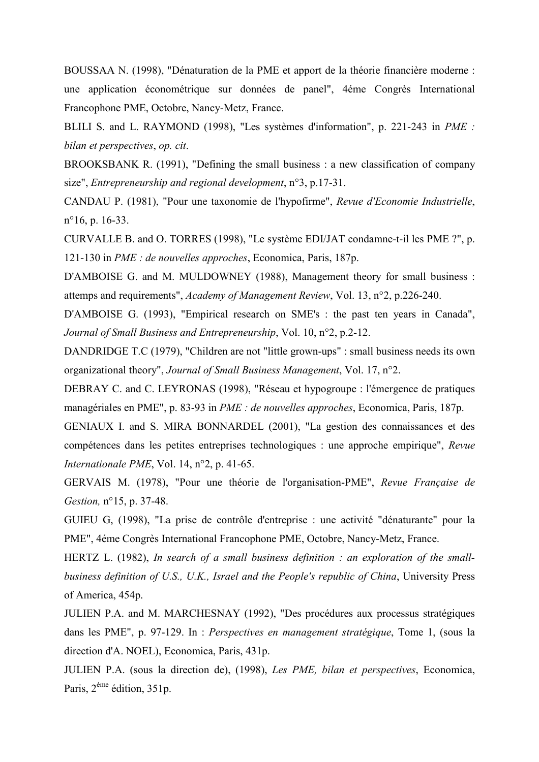BOUSSAA N. (1998), "Dénaturation de la PME et apport de la théorie financière moderne : une application économétrique sur données de panel", 4éme Congrès International Francophone PME, Octobre, Nancy-Metz, France.

BLILI S. and L. RAYMOND (1998), "Les systèmes d'information", p. 221-243 in *PME : bilan et perspectives*, *op. cit*.

BROOKSBANK R. (1991), "Defining the small business : a new classification of company size", *Entrepreneurship and regional development*, n°3, p.17-31.

CANDAU P. (1981), "Pour une taxonomie de l'hypofirme", *Revue d'Economie Industrielle*, n°16, p. 16-33.

CURVALLE B. and O. TORRES (1998), "Le système EDI/JAT condamne-t-il les PME ?", p. 121-130 in *PME : de nouvelles approches*, Economica, Paris, 187p.

D'AMBOISE G. and M. MULDOWNEY (1988), Management theory for small business : attemps and requirements", *Academy of Management Review*, Vol. 13, n°2, p.226-240.

D'AMBOISE G. (1993), "Empirical research on SME's : the past ten years in Canada", *Journal of Small Business and Entrepreneurship*, Vol. 10, n°2, p.2-12.

DANDRIDGE T.C (1979), "Children are not "little grown-ups" : small business needs its own organizational theory", *Journal of Small Business Management*, Vol. 17, n°2.

DEBRAY C. and C. LEYRONAS (1998), "Réseau et hypogroupe : l'émergence de pratiques managériales en PME", p. 83-93 in *PME : de nouvelles approches*, Economica, Paris, 187p.

GENIAUX I. and S. MIRA BONNARDEL (2001), "La gestion des connaissances et des compétences dans les petites entreprises technologiques : une approche empirique", *Revue Internationale PME*, Vol. 14, n°2, p. 41-65.

GERVAIS M. (1978), "Pour une théorie de l'organisation-PME", *Revue Française de Gestion,* n°15, p. 37-48.

GUIEU G, (1998), "La prise de contrôle d'entreprise : une activité "dénaturante" pour la PME", 4éme Congrès International Francophone PME, Octobre, Nancy-Metz, France.

HERTZ L. (1982), *In search of a small business definition : an exploration of the small-business definition of U.S., U.K., Israel and the People's republic of China*, University Press of America, 454p.

JULIEN P.A. and M. MARCHESNAY (1992), "Des procédures aux processus stratégiques dans les PME", p. 97-129. In : *Perspectives en management stratégique*, Tome 1, (sous la direction d'A. NOEL), Economica, Paris, 431p.

JULIEN P.A. (sous la direction de), (1998), *Les PME, bilan et perspectives*, Economica, Paris, 2ème édition, 351p.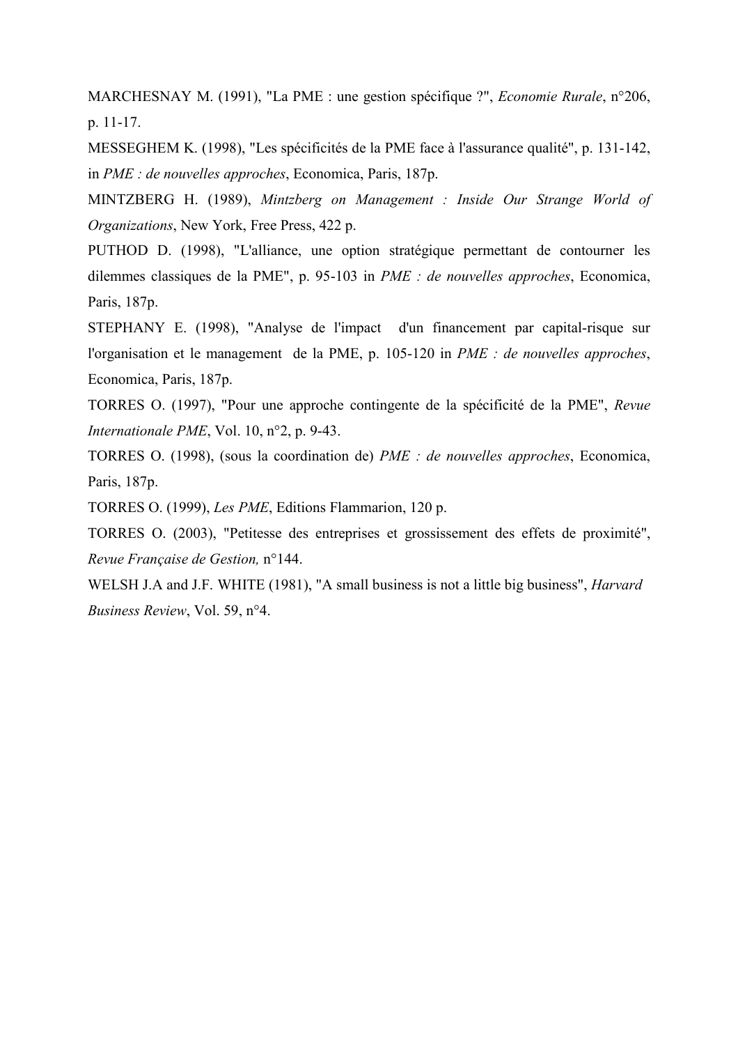MARCHESNAY M. (1991), "La PME : une gestion spécifique ?", *Economie Rurale*, n°206, p. 11-17.

MESSEGHEM K. (1998), "Les spécificités de la PME face à l'assurance qualité", p. 131-142, in *PME : de nouvelles approches*, Economica, Paris, 187p.

MINTZBERG H. (1989), *Mintzberg on Management : Inside Our Strange World of Organizations*, New York, Free Press, 422 p.

PUTHOD D. (1998), "L'alliance, une option stratégique permettant de contourner les dilemmes classiques de la PME", p. 95-103 in *PME : de nouvelles approches*, Economica, Paris, 187p.

STEPHANY E. (1998), "Analyse de l'impact d'un financement par capital-risque sur l'organisation et le management de la PME, p. 105-120 in *PME : de nouvelles approches*, Economica, Paris, 187p.

TORRES O. (1997), "Pour une approche contingente de la spécificité de la PME", *Revue Internationale PME*, Vol. 10, n°2, p. 9-43.

TORRES O. (1998), (sous la coordination de) *PME : de nouvelles approches*, Economica, Paris, 187p.

TORRES O. (1999), *Les PME*, Editions Flammarion, 120 p.

TORRES O. (2003), "Petitesse des entreprises et grossissement des effets de proximité", *Revue Française de Gestion,* n°144.

WELSH J.A and J.F. WHITE (1981), "A small business is not a little big business", *Harvard Business Review*, Vol. 59, n°4.